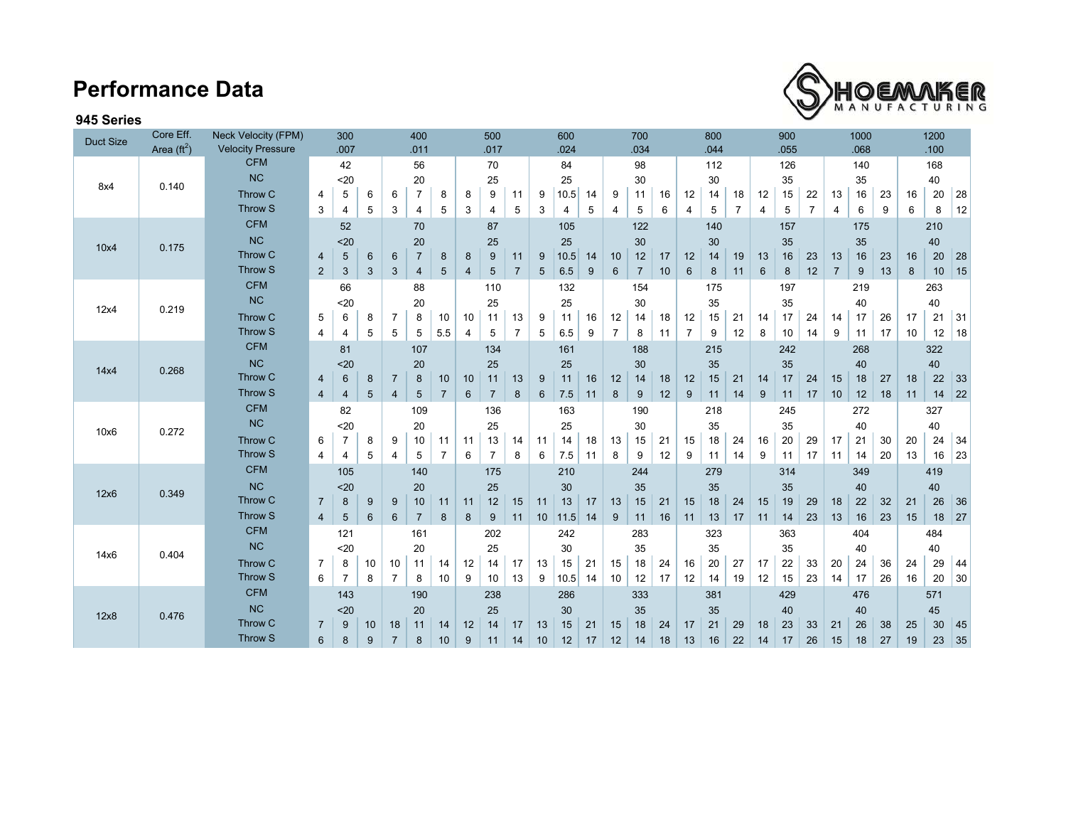# Performance Data

### 945 Series

| Duct Size | Core Eff. Area ($ft^2$) | Neck Velocity (FPM) / Velocity Pressure | 300 .007 | | | 400 .011 | | | 500 .017 | | | 600 .024 | | | 700 .034 | | | 800 .044 | | | 900 .055 | | | 1000 .068 | | | 1200 .100 | | |
|---|---|---|---|---|---|---|---|---|---|---|---|---|---|---|---|---|---|---|---|---|---|---|---|---|---|---|---|---|---|
| 8x4 | 0.140 | CFM | | 42 | | | 56 | | | 70 | | | 84 | | | 98 | | | 112 | | | 126 | | | 140 | | | 168 | |
| | | NC | | <20 | | | 20 | | | 25 | | | 25 | | | 30 | | | 30 | | | 35 | | | 35 | | | 40 | |
| | | Throw C | 4 | 5 | 6 | 6 | 7 | 8 | 8 | 9 | 11 | 9 | 10.5 | 14 | 9 | 11 | 16 | 12 | 14 | 18 | 12 | 15 | 22 | 13 | 16 | 23 | 16 | 20 | 28 |
| | | Throw S | 3 | 4 | 5 | 3 | 4 | 5 | 3 | 4 | 5 | 3 | 4 | 5 | 4 | 5 | 6 | 4 | 5 | 7 | 4 | 5 | 7 | 4 | 6 | 9 | 6 | 8 | 12 |
| 10x4 | 0.175 | CFM | | 52 | | | 70 | | | 87 | | | 105 | | | 122 | | | 140 | | | 157 | | | 175 | | | 210 | |
| | | NC | | <20 | | | 20 | | | 25 | | | 25 | | | 30 | | | 30 | | | 35 | | | 35 | | | 40 | |
| | | Throw C | 4 | 5 | 6 | 6 | 7 | 8 | 8 | 9 | 11 | 9 | 10.5 | 14 | 10 | 12 | 17 | 12 | 14 | 19 | 13 | 16 | 23 | 13 | 16 | 23 | 16 | 20 | 28 |
| | | Throw S | 2 | 3 | 3 | 3 | 4 | 5 | 4 | 5 | 7 | 5 | 6.5 | 9 | 6 | 7 | 10 | 6 | 8 | 11 | 6 | 8 | 12 | 7 | 9 | 13 | 8 | 10 | 15 |
| 12x4 | 0.219 | CFM | | 66 | | | 88 | | | 110 | | | 132 | | | 154 | | | 175 | | | 197 | | | 219 | | | 263 | |
| | | NC | | <20 | | | 20 | | | 25 | | | 25 | | | 30 | | | 35 | | | 35 | | | 40 | | | 40 | |
| | | Throw C | 5 | 6 | 8 | 7 | 8 | 10 | 10 | 11 | 13 | 9 | 11 | 16 | 12 | 14 | 18 | 12 | 15 | 21 | 14 | 17 | 24 | 14 | 17 | 26 | 17 | 21 | 31 |
| | | Throw S | 4 | 4 | 5 | 5 | 5 | 5.5 | 4 | 5 | 7 | 5 | 6.5 | 9 | 7 | 8 | 11 | 7 | 9 | 12 | 8 | 10 | 14 | 9 | 11 | 17 | 10 | 12 | 18 |
| 14x4 | 0.268 | CFM | | 81 | | | 107 | | | 134 | | | 161 | | | 188 | | | 215 | | | 242 | | | 268 | | | 322 | |
| | | NC | | <20 | | | 20 | | | 25 | | | 25 | | | 30 | | | 35 | | | 35 | | | 40 | | | 40 | |
| | | Throw C | 4 | 6 | 8 | 7 | 8 | 10 | 10 | 11 | 13 | 9 | 11 | 16 | 12 | 14 | 18 | 12 | 15 | 21 | 14 | 17 | 24 | 15 | 18 | 27 | 18 | 22 | 33 |
| | | Throw S | 4 | 4 | 5 | 4 | 5 | 7 | 6 | 7 | 8 | 6 | 7.5 | 11 | 8 | 9 | 12 | 9 | 11 | 14 | 9 | 11 | 17 | 10 | 12 | 18 | 11 | 14 | 22 |
| 10x6 | 0.272 | CFM | | 82 | | | 109 | | | 136 | | | 163 | | | 190 | | | 218 | | | 245 | | | 272 | | | 327 | |
| | | NC | | <20 | | | 20 | | | 25 | | | 25 | | | 30 | | | 35 | | | 35 | | | 40 | | | 40 | |
| | | Throw C | 6 | 7 | 8 | 9 | 10 | 11 | 11 | 13 | 14 | 11 | 14 | 18 | 13 | 15 | 21 | 15 | 18 | 24 | 16 | 20 | 29 | 17 | 21 | 30 | 20 | 24 | 34 |
| | | Throw S | 4 | 4 | 5 | 4 | 5 | 7 | 6 | 7 | 8 | 6 | 7.5 | 11 | 8 | 9 | 12 | 9 | 11 | 14 | 9 | 11 | 17 | 11 | 14 | 20 | 13 | 16 | 23 |
| 12x6 | 0.349 | CFM | | 105 | | | 140 | | | 175 | | | 210 | | | 244 | | | 279 | | | 314 | | | 349 | | | 419 | |
| | | NC | | <20 | | | 20 | | | 25 | | | 30 | | | 35 | | | 35 | | | 35 | | | 40 | | | 40 | |
| | | Throw C | 7 | 8 | 9 | 9 | 10 | 11 | 11 | 12 | 15 | 11 | 13 | 17 | 13 | 15 | 21 | 15 | 18 | 24 | 15 | 19 | 29 | 18 | 22 | 32 | 21 | 26 | 36 |
| | | Throw S | 4 | 5 | 6 | 6 | 7 | 8 | 8 | 9 | 11 | 10 | 11.5 | 14 | 9 | 11 | 16 | 11 | 13 | 17 | 11 | 14 | 23 | 13 | 16 | 23 | 15 | 18 | 27 |
| 14x6 | 0.404 | CFM | | 121 | | | 161 | | | 202 | | | 242 | | | 283 | | | 323 | | | 363 | | | 404 | | | 484 | |
| | | NC | | <20 | | | 20 | | | 25 | | | 30 | | | 35 | | | 35 | | | 35 | | | 40 | | | 40 | |
| | | Throw C | 7 | 8 | 10 | 10 | 11 | 14 | 12 | 14 | 17 | 13 | 15 | 21 | 15 | 18 | 24 | 16 | 20 | 27 | 17 | 22 | 33 | 20 | 24 | 36 | 24 | 29 | 44 |
| | | Throw S | 6 | 7 | 8 | 7 | 8 | 10 | 9 | 10 | 13 | 9 | 10.5 | 14 | 10 | 12 | 17 | 12 | 14 | 19 | 12 | 15 | 23 | 14 | 17 | 26 | 16 | 20 | 30 |
| 12x8 | 0.476 | CFM | | 143 | | | 190 | | | 238 | | | 286 | | | 333 | | | 381 | | | 429 | | | 476 | | | 571 | |
| | | NC | | <20 | | | 20 | | | 25 | | | 30 | | | 35 | | | 35 | | | 40 | | | 40 | | | 45 | |
| | | Throw C | 7 | 9 | 10 | 18 | 11 | 14 | 12 | 14 | 17 | 13 | 15 | 21 | 15 | 18 | 24 | 17 | 21 | 29 | 18 | 23 | 33 | 21 | 26 | 38 | 25 | 30 | 45 |
| | | Throw S | 6 | 8 | 9 | 7 | 8 | 10 | 9 | 11 | 14 | 10 | 12 | 17 | 12 | 14 | 18 | 13 | 16 | 22 | 14 | 17 | 26 | 15 | 18 | 27 | 19 | 23 | 35 |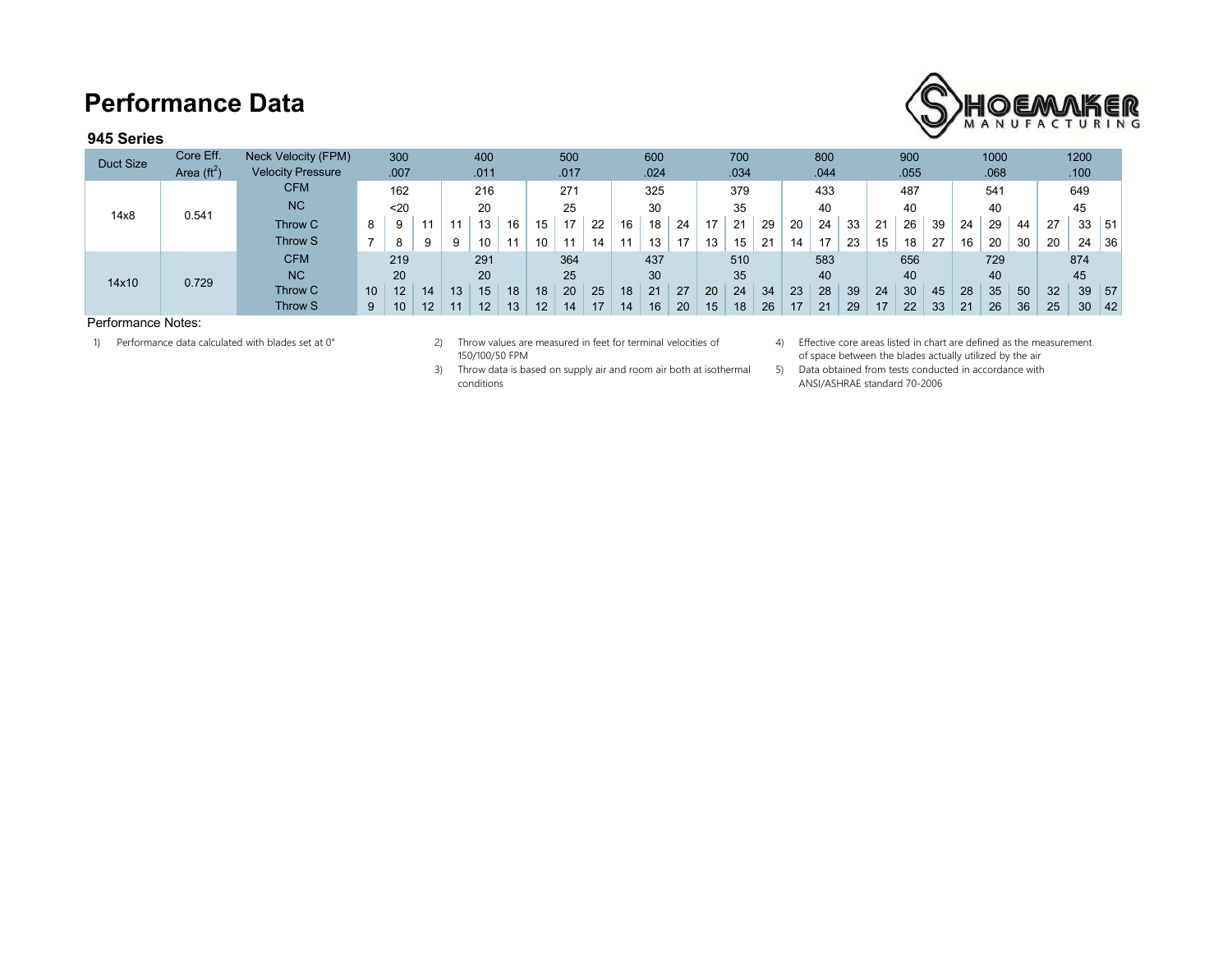# Performance Data

### 945 Series

| Duct Size | Core Eff. Area ($ft^2$) | Neck Velocity (FPM) / Velocity Pressure | 300 / .007 | | | 400 / .011 | | | 500 / .017 | | | 600 / .024 | | | 700 / .034 | | | 800 / .044 | | | 900 / .055 | | | 1000 / .068 | | | 1200 / .100 | | |
|---|---|---|---|---|---|---|---|---|---|---|---|---|---|---|---|---|---|---|---|---|---|---|---|---|---|---|---|---|---|
| 14x8 | 0.541 | CFM | | 162 | | | 216 | | | 271 | | | 325 | | | 379 | | | 433 | | | 487 | | | 541 | | | 649 | |
| | | NC | | <20 | | | 20 | | | 25 | | | 30 | | | 35 | | | 40 | | | 40 | | | 40 | | | 45 | |
| | | Throw C | 8 | 9 | 11 | 11 | 13 | 16 | 15 | 17 | 22 | 16 | 18 | 24 | 17 | 21 | 29 | 20 | 24 | 33 | 21 | 26 | 39 | 24 | 29 | 44 | 27 | 33 | 51 |
| | | Throw S | 7 | 8 | 9 | 9 | 10 | 11 | 10 | 11 | 14 | 11 | 13 | 17 | 13 | 15 | 21 | 14 | 17 | 23 | 15 | 18 | 27 | 16 | 20 | 30 | 20 | 24 | 36 |
| 14x10 | 0.729 | CFM | | 219 | | | 291 | | | 364 | | | 437 | | | 510 | | | 583 | | | 656 | | | 729 | | | 874 | |
| | | NC | | 20 | | | 20 | | | 25 | | | 30 | | | 35 | | | 40 | | | 40 | | | 40 | | | 45 | |
| | | Throw C | 10 | 12 | 14 | 13 | 15 | 18 | 18 | 20 | 25 | 18 | 21 | 27 | 20 | 24 | 34 | 23 | 28 | 39 | 24 | 30 | 45 | 28 | 35 | 50 | 32 | 39 | 57 |
| | | Throw S | 9 | 10 | 12 | 11 | 12 | 13 | 12 | 14 | 17 | 14 | 16 | 20 | 15 | 18 | 26 | 17 | 21 | 29 | 17 | 22 | 33 | 21 | 26 | 36 | 25 | 30 | 42 |

Performance Notes:

1) Performance data calculated with blades set at 0°

2) Throw values are measured in feet for terminal velocities of 150/100/50 FPM

3) Throw data is based on supply air and room air both at isothermal conditions

4) Effective core areas listed in chart are defined as the measurement of space between the blades actually utilized by the air

5) Data obtained from tests conducted in accordance with ANSI/ASHRAE standard 70-2006